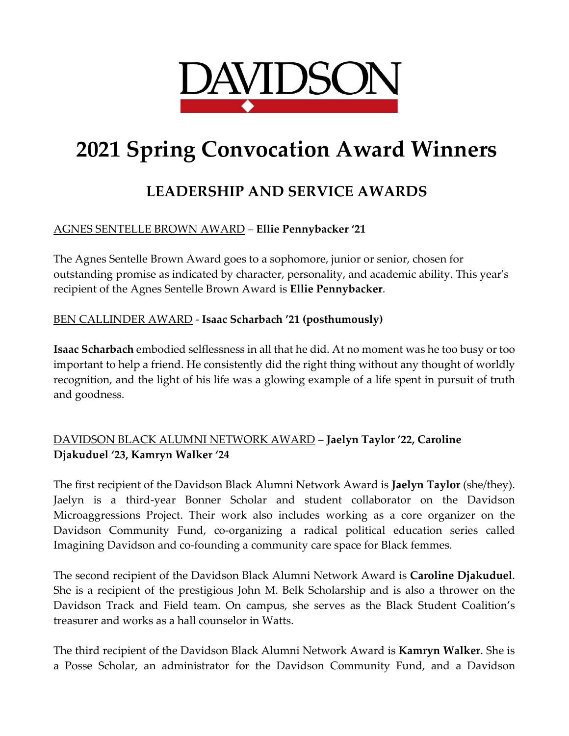DAVIDSON

# 2021 Spring Convocation Award Winners

## LEADERSHIP AND SERVICE AWARDS

<u>AGNES SENTELLE BROWN AWARD</u> – **Ellie Pennybacker '21**

The Agnes Sentelle Brown Award goes to a sophomore, junior or senior, chosen for outstanding promise as indicated by character, personality, and academic ability. This year's recipient of the Agnes Sentelle Brown Award is **Ellie Pennybacker**.

<u>BEN CALLINDER AWARD</u> - **Isaac Scharbach '21 (posthumously)**

**Isaac Scharbach** embodied selflessness in all that he did. At no moment was he too busy or too important to help a friend. He consistently did the right thing without any thought of worldly recognition, and the light of his life was a glowing example of a life spent in pursuit of truth and goodness.

<u>DAVIDSON BLACK ALUMNI NETWORK AWARD</u> – **Jaelyn Taylor '22, Caroline Djakuduel '23, Kamryn Walker '24**

The first recipient of the Davidson Black Alumni Network Award is **Jaelyn Taylor** (she/they). Jaelyn is a third-year Bonner Scholar and student collaborator on the Davidson Microaggressions Project. Their work also includes working as a core organizer on the Davidson Community Fund, co-organizing a radical political education series called Imagining Davidson and co-founding a community care space for Black femmes.

The second recipient of the Davidson Black Alumni Network Award is **Caroline Djakuduel**. She is a recipient of the prestigious John M. Belk Scholarship and is also a thrower on the Davidson Track and Field team. On campus, she serves as the Black Student Coalition's treasurer and works as a hall counselor in Watts.

The third recipient of the Davidson Black Alumni Network Award is **Kamryn Walker**. She is a Posse Scholar, an administrator for the Davidson Community Fund, and a Davidson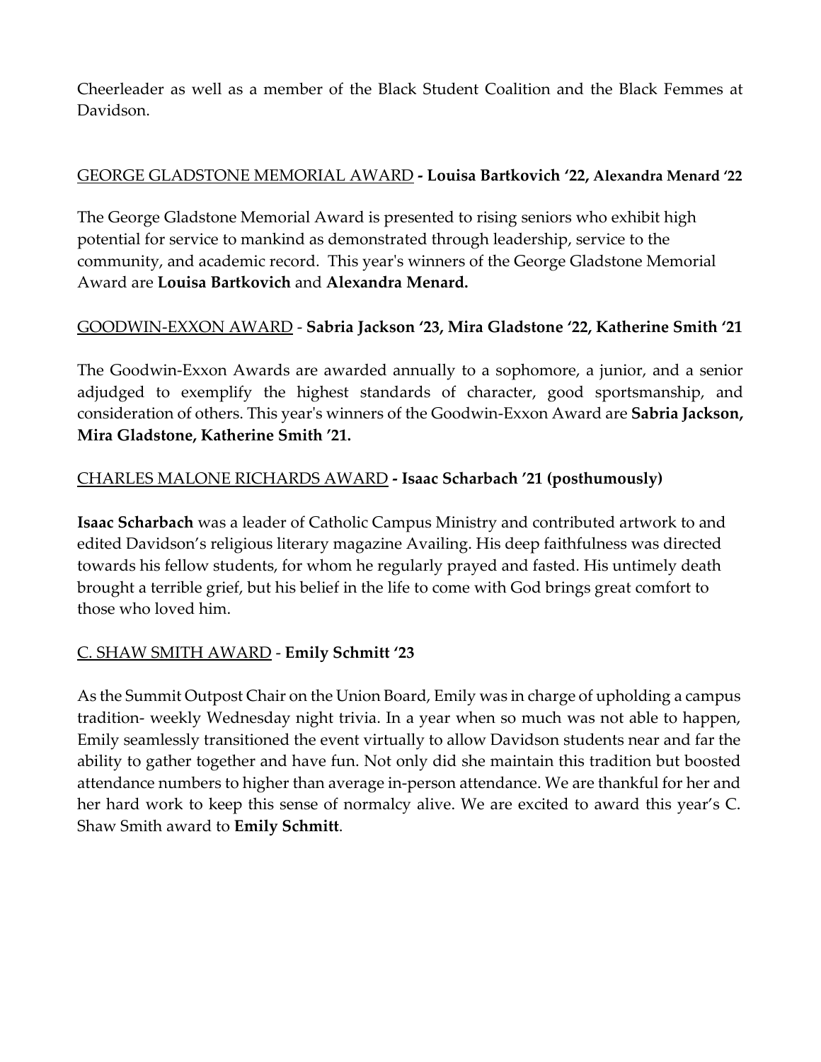Cheerleader as well as a member of the Black Student Coalition and the Black Femmes at Davidson.

GEORGE GLADSTONE MEMORIAL AWARD **- Louisa Bartkovich '22, Alexandra Menard '22**

The George Gladstone Memorial Award is presented to rising seniors who exhibit high potential for service to mankind as demonstrated through leadership, service to the community, and academic record. This year's winners of the George Gladstone Memorial Award are **Louisa Bartkovich** and **Alexandra Menard.**

GOODWIN-EXXON AWARD - **Sabria Jackson '23, Mira Gladstone '22, Katherine Smith '21**

The Goodwin-Exxon Awards are awarded annually to a sophomore, a junior, and a senior adjudged to exemplify the highest standards of character, good sportsmanship, and consideration of others. This year's winners of the Goodwin-Exxon Award are **Sabria Jackson, Mira Gladstone, Katherine Smith '21.**

CHARLES MALONE RICHARDS AWARD **- Isaac Scharbach '21 (posthumously)**

**Isaac Scharbach** was a leader of Catholic Campus Ministry and contributed artwork to and edited Davidson's religious literary magazine Availing. His deep faithfulness was directed towards his fellow students, for whom he regularly prayed and fasted. His untimely death brought a terrible grief, but his belief in the life to come with God brings great comfort to those who loved him.

C. SHAW SMITH AWARD - **Emily Schmitt '23**

As the Summit Outpost Chair on the Union Board, Emily was in charge of upholding a campus tradition- weekly Wednesday night trivia. In a year when so much was not able to happen, Emily seamlessly transitioned the event virtually to allow Davidson students near and far the ability to gather together and have fun. Not only did she maintain this tradition but boosted attendance numbers to higher than average in-person attendance. We are thankful for her and her hard work to keep this sense of normalcy alive. We are excited to award this year's C. Shaw Smith award to **Emily Schmitt**.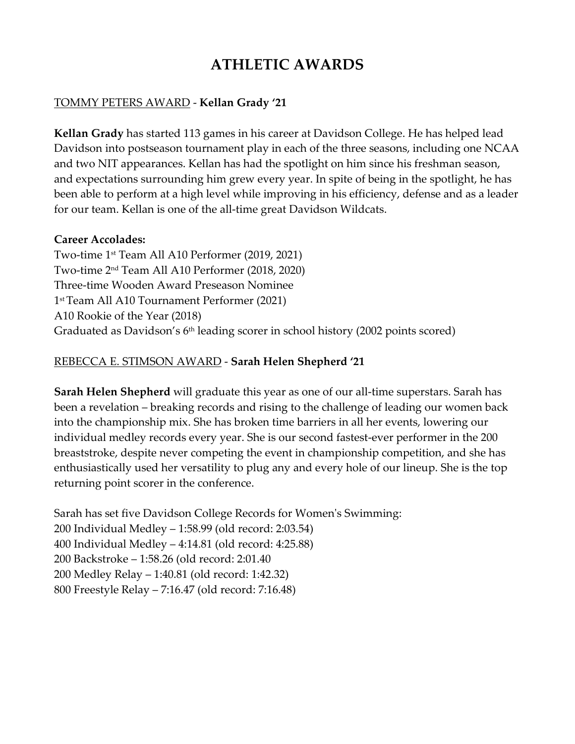# ATHLETIC AWARDS

TOMMY PETERS AWARD - **Kellan Grady '21**

**Kellan Grady** has started 113 games in his career at Davidson College. He has helped lead Davidson into postseason tournament play in each of the three seasons, including one NCAA and two NIT appearances. Kellan has had the spotlight on him since his freshman season, and expectations surrounding him grew every year. In spite of being in the spotlight, he has been able to perform at a high level while improving in his efficiency, defense and as a leader for our team. Kellan is one of the all-time great Davidson Wildcats.

**Career Accolades:**

Two-time 1st Team All A10 Performer (2019, 2021)
Two-time 2nd Team All A10 Performer (2018, 2020)
Three-time Wooden Award Preseason Nominee
1st Team All A10 Tournament Performer (2021)
A10 Rookie of the Year (2018)
Graduated as Davidson's 6th leading scorer in school history (2002 points scored)

REBECCA E. STIMSON AWARD - **Sarah Helen Shepherd '21**

**Sarah Helen Shepherd** will graduate this year as one of our all-time superstars. Sarah has been a revelation – breaking records and rising to the challenge of leading our women back into the championship mix. She has broken time barriers in all her events, lowering our individual medley records every year. She is our second fastest-ever performer in the 200 breaststroke, despite never competing the event in championship competition, and she has enthusiastically used her versatility to plug any and every hole of our lineup. She is the top returning point scorer in the conference.

Sarah has set five Davidson College Records for Women's Swimming:
200 Individual Medley – 1:58.99 (old record: 2:03.54)
400 Individual Medley – 4:14.81 (old record: 4:25.88)
200 Backstroke – 1:58.26 (old record: 2:01.40
200 Medley Relay – 1:40.81 (old record: 1:42.32)
800 Freestyle Relay – 7:16.47 (old record: 7:16.48)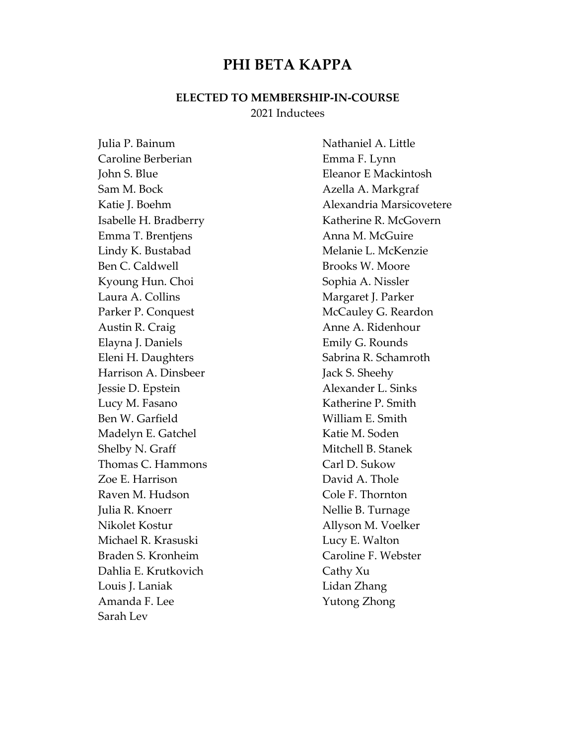# PHI BETA KAPPA

### ELECTED TO MEMBERSHIP-IN-COURSE

2021 Inductees

Julia P. Bainum
Caroline Berberian
John S. Blue
Sam M. Bock
Katie J. Boehm
Isabelle H. Bradberry
Emma T. Brentjens
Lindy K. Bustabad
Ben C. Caldwell
Kyoung Hun. Choi
Laura A. Collins
Parker P. Conquest
Austin R. Craig
Elayna J. Daniels
Eleni H. Daughters
Harrison A. Dinsbeer
Jessie D. Epstein
Lucy M. Fasano
Ben W. Garfield
Madelyn E. Gatchel
Shelby N. Graff
Thomas C. Hammons
Zoe E. Harrison
Raven M. Hudson
Julia R. Knoerr
Nikolet Kostur
Michael R. Krasuski
Braden S. Kronheim
Dahlia E. Krutkovich
Louis J. Laniak
Amanda F. Lee
Sarah Lev
Nathaniel A. Little
Emma F. Lynn
Eleanor E Mackintosh
Azella A. Markgraf
Alexandria Marsicovetere
Katherine R. McGovern
Anna M. McGuire
Melanie L. McKenzie
Brooks W. Moore
Sophia A. Nissler
Margaret J. Parker
McCauley G. Reardon
Anne A. Ridenhour
Emily G. Rounds
Sabrina R. Schamroth
Jack S. Sheehy
Alexander L. Sinks
Katherine P. Smith
William E. Smith
Katie M. Soden
Mitchell B. Stanek
Carl D. Sukow
David A. Thole
Cole F. Thornton
Nellie B. Turnage
Allyson M. Voelker
Lucy E. Walton
Caroline F. Webster
Cathy Xu
Lidan Zhang
Yutong Zhong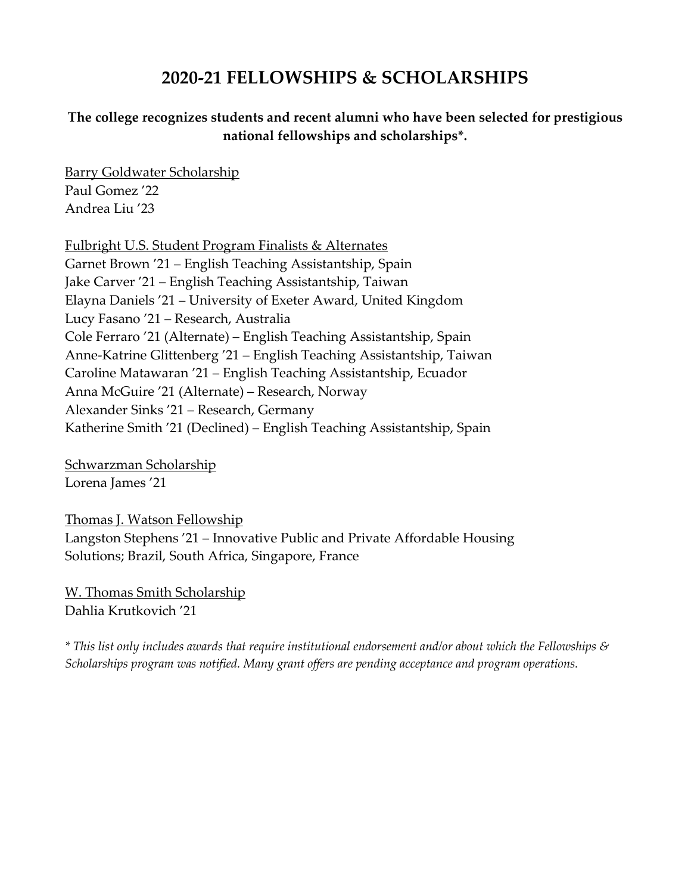# 2020-21 FELLOWSHIPS & SCHOLARSHIPS

**The college recognizes students and recent alumni who have been selected for prestigious national fellowships and scholarships*.**

<u>Barry Goldwater Scholarship</u>
Paul Gomez '22
Andrea Liu '23

<u>Fulbright U.S. Student Program Finalists & Alternates</u>
Garnet Brown '21 – English Teaching Assistantship, Spain
Jake Carver '21 – English Teaching Assistantship, Taiwan
Elayna Daniels '21 – University of Exeter Award, United Kingdom
Lucy Fasano '21 – Research, Australia
Cole Ferraro '21 (Alternate) – English Teaching Assistantship, Spain
Anne-Katrine Glittenberg '21 – English Teaching Assistantship, Taiwan
Caroline Matawaran '21 – English Teaching Assistantship, Ecuador
Anna McGuire '21 (Alternate) – Research, Norway
Alexander Sinks '21 – Research, Germany
Katherine Smith '21 (Declined) – English Teaching Assistantship, Spain

<u>Schwarzman Scholarship</u>
Lorena James '21

<u>Thomas J. Watson Fellowship</u>
Langston Stephens '21 – Innovative Public and Private Affordable Housing Solutions; Brazil, South Africa, Singapore, France

<u>W. Thomas Smith Scholarship</u>
Dahlia Krutkovich '21

*\* This list only includes awards that require institutional endorsement and/or about which the Fellowships & Scholarships program was notified. Many grant offers are pending acceptance and program operations.*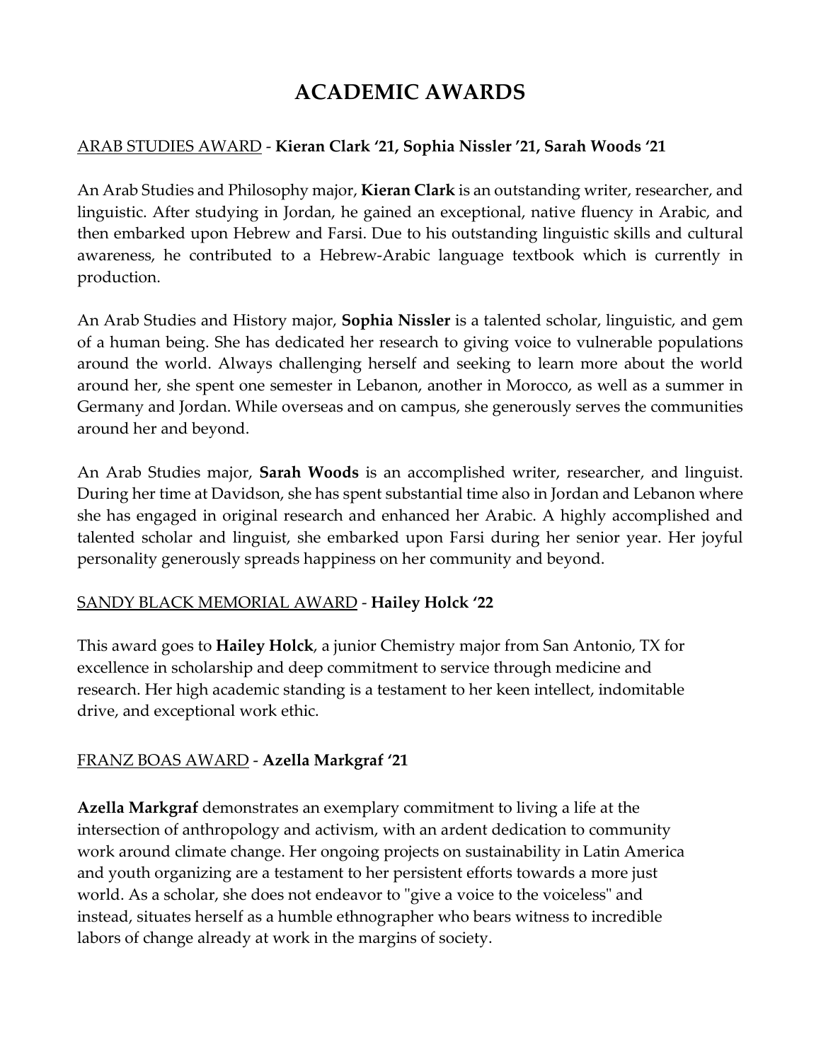# ACADEMIC AWARDS

ARAB STUDIES AWARD - **Kieran Clark '21, Sophia Nissler '21, Sarah Woods '21**

An Arab Studies and Philosophy major, **Kieran Clark** is an outstanding writer, researcher, and linguistic. After studying in Jordan, he gained an exceptional, native fluency in Arabic, and then embarked upon Hebrew and Farsi. Due to his outstanding linguistic skills and cultural awareness, he contributed to a Hebrew-Arabic language textbook which is currently in production.

An Arab Studies and History major, **Sophia Nissler** is a talented scholar, linguistic, and gem of a human being. She has dedicated her research to giving voice to vulnerable populations around the world. Always challenging herself and seeking to learn more about the world around her, she spent one semester in Lebanon, another in Morocco, as well as a summer in Germany and Jordan. While overseas and on campus, she generously serves the communities around her and beyond.

An Arab Studies major, **Sarah Woods** is an accomplished writer, researcher, and linguist. During her time at Davidson, she has spent substantial time also in Jordan and Lebanon where she has engaged in original research and enhanced her Arabic. A highly accomplished and talented scholar and linguist, she embarked upon Farsi during her senior year. Her joyful personality generously spreads happiness on her community and beyond.

SANDY BLACK MEMORIAL AWARD - **Hailey Holck '22**

This award goes to **Hailey Holck**, a junior Chemistry major from San Antonio, TX for excellence in scholarship and deep commitment to service through medicine and research. Her high academic standing is a testament to her keen intellect, indomitable drive, and exceptional work ethic.

FRANZ BOAS AWARD - **Azella Markgraf '21**

**Azella Markgraf** demonstrates an exemplary commitment to living a life at the intersection of anthropology and activism, with an ardent dedication to community work around climate change. Her ongoing projects on sustainability in Latin America and youth organizing are a testament to her persistent efforts towards a more just world. As a scholar, she does not endeavor to "give a voice to the voiceless" and instead, situates herself as a humble ethnographer who bears witness to incredible labors of change already at work in the margins of society.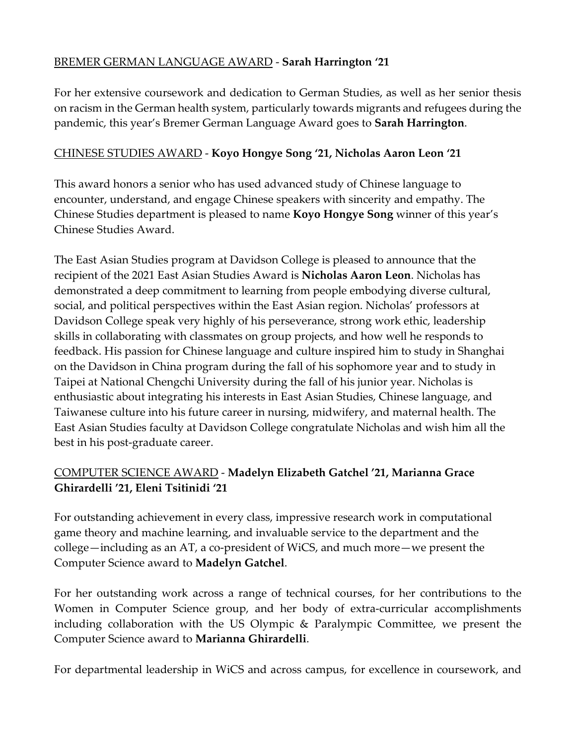<u>BREMER GERMAN LANGUAGE AWARD</u> - **Sarah Harrington '21**

For her extensive coursework and dedication to German Studies, as well as her senior thesis on racism in the German health system, particularly towards migrants and refugees during the pandemic, this year's Bremer German Language Award goes to **Sarah Harrington**.

<u>CHINESE STUDIES AWARD</u> - **Koyo Hongye Song '21, Nicholas Aaron Leon '21**

This award honors a senior who has used advanced study of Chinese language to encounter, understand, and engage Chinese speakers with sincerity and empathy. The Chinese Studies department is pleased to name **Koyo Hongye Song** winner of this year's Chinese Studies Award.

The East Asian Studies program at Davidson College is pleased to announce that the recipient of the 2021 East Asian Studies Award is **Nicholas Aaron Leon**. Nicholas has demonstrated a deep commitment to learning from people embodying diverse cultural, social, and political perspectives within the East Asian region. Nicholas' professors at Davidson College speak very highly of his perseverance, strong work ethic, leadership skills in collaborating with classmates on group projects, and how well he responds to feedback. His passion for Chinese language and culture inspired him to study in Shanghai on the Davidson in China program during the fall of his sophomore year and to study in Taipei at National Chengchi University during the fall of his junior year. Nicholas is enthusiastic about integrating his interests in East Asian Studies, Chinese language, and Taiwanese culture into his future career in nursing, midwifery, and maternal health. The East Asian Studies faculty at Davidson College congratulate Nicholas and wish him all the best in his post-graduate career.

<u>COMPUTER SCIENCE AWARD</u> - **Madelyn Elizabeth Gatchel '21, Marianna Grace Ghirardelli '21, Eleni Tsitinidi '21**

For outstanding achievement in every class, impressive research work in computational game theory and machine learning, and invaluable service to the department and the college—including as an AT, a co-president of WiCS, and much more—we present the Computer Science award to **Madelyn Gatchel**.

For her outstanding work across a range of technical courses, for her contributions to the Women in Computer Science group, and her body of extra-curricular accomplishments including collaboration with the US Olympic & Paralympic Committee, we present the Computer Science award to **Marianna Ghirardelli**.

For departmental leadership in WiCS and across campus, for excellence in coursework, and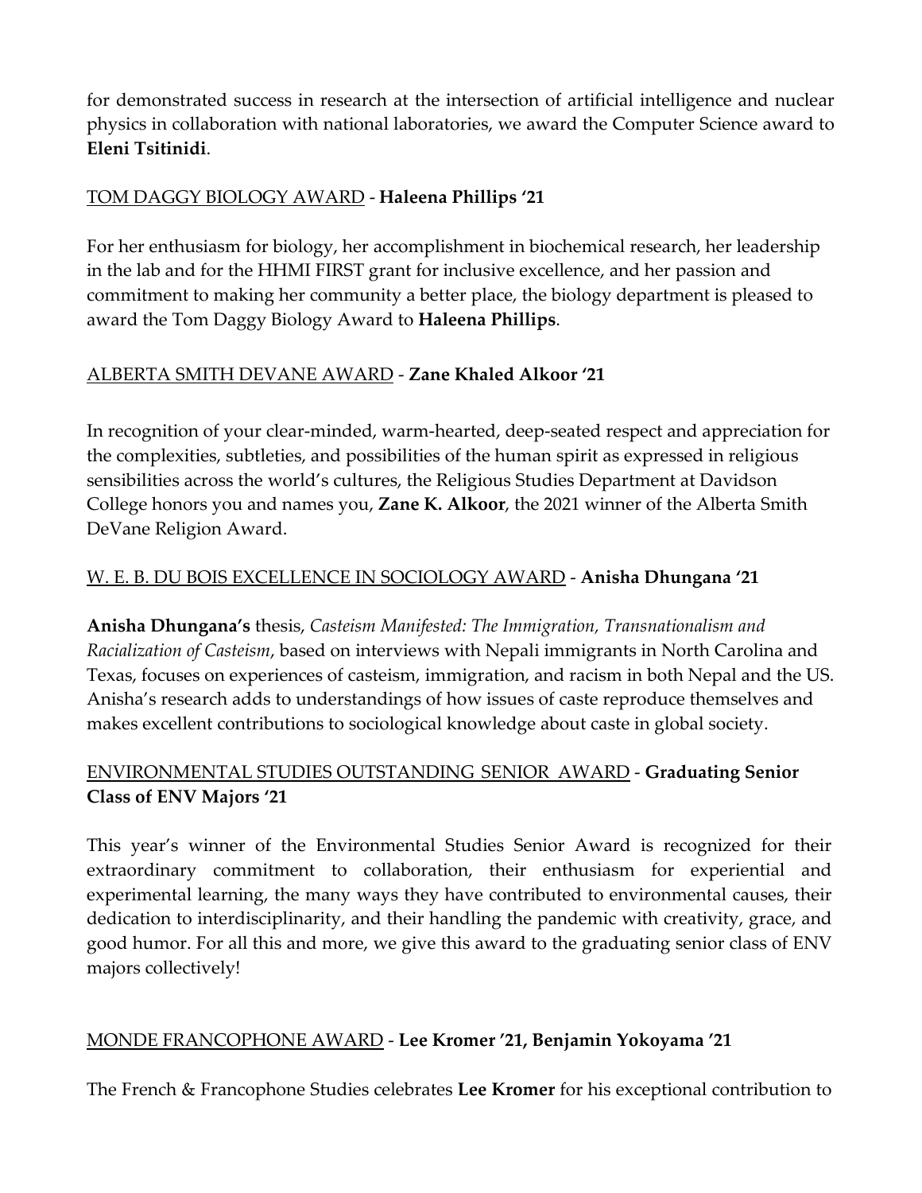for demonstrated success in research at the intersection of artificial intelligence and nuclear physics in collaboration with national laboratories, we award the Computer Science award to **Eleni Tsitinidi**.

<u>TOM DAGGY BIOLOGY AWARD</u> - **Haleena Phillips '21**

For her enthusiasm for biology, her accomplishment in biochemical research, her leadership in the lab and for the HHMI FIRST grant for inclusive excellence, and her passion and commitment to making her community a better place, the biology department is pleased to award the Tom Daggy Biology Award to **Haleena Phillips**.

<u>ALBERTA SMITH DEVANE AWARD</u> - **Zane Khaled Alkoor '21**

In recognition of your clear-minded, warm-hearted, deep-seated respect and appreciation for the complexities, subtleties, and possibilities of the human spirit as expressed in religious sensibilities across the world's cultures, the Religious Studies Department at Davidson College honors you and names you, **Zane K. Alkoor**, the 2021 winner of the Alberta Smith DeVane Religion Award.

<u>W. E. B. DU BOIS EXCELLENCE IN SOCIOLOGY AWARD</u> - **Anisha Dhungana '21**

**Anisha Dhungana's** thesis, *Casteism Manifested: The Immigration, Transnationalism and Racialization of Casteism*, based on interviews with Nepali immigrants in North Carolina and Texas, focuses on experiences of casteism, immigration, and racism in both Nepal and the US. Anisha's research adds to understandings of how issues of caste reproduce themselves and makes excellent contributions to sociological knowledge about caste in global society.

<u>ENVIRONMENTAL STUDIES OUTSTANDING SENIOR AWARD</u> - **Graduating Senior Class of ENV Majors '21**

This year's winner of the Environmental Studies Senior Award is recognized for their extraordinary commitment to collaboration, their enthusiasm for experiential and experimental learning, the many ways they have contributed to environmental causes, their dedication to interdisciplinarity, and their handling the pandemic with creativity, grace, and good humor. For all this and more, we give this award to the graduating senior class of ENV majors collectively!

<u>MONDE FRANCOPHONE AWARD</u> - **Lee Kromer '21, Benjamin Yokoyama '21**

The French & Francophone Studies celebrates **Lee Kromer** for his exceptional contribution to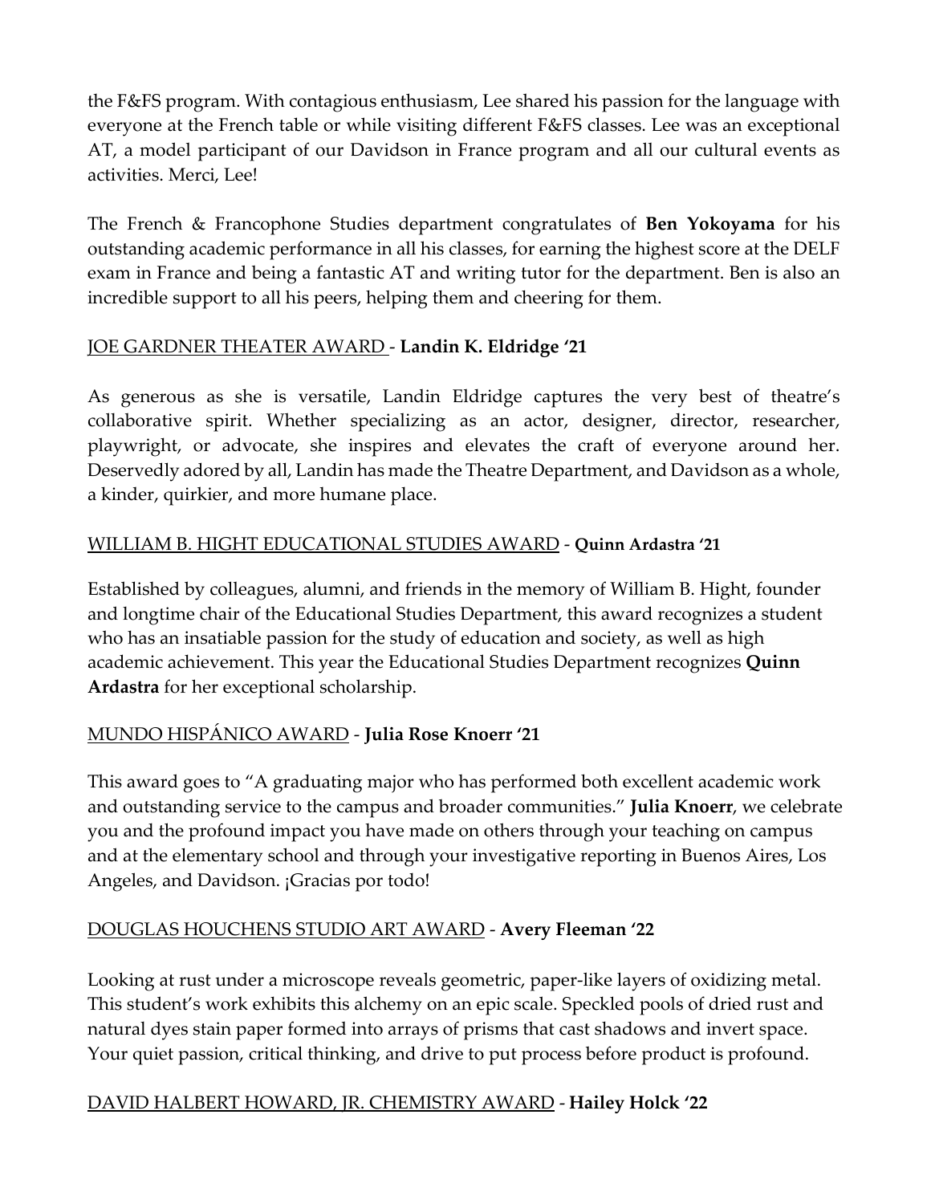the F&FS program. With contagious enthusiasm, Lee shared his passion for the language with everyone at the French table or while visiting different F&FS classes. Lee was an exceptional AT, a model participant of our Davidson in France program and all our cultural events as activities. Merci, Lee!

The French & Francophone Studies department congratulates of **Ben Yokoyama** for his outstanding academic performance in all his classes, for earning the highest score at the DELF exam in France and being a fantastic AT and writing tutor for the department. Ben is also an incredible support to all his peers, helping them and cheering for them.

JOE GARDNER THEATER AWARD - **Landin K. Eldridge '21**

As generous as she is versatile, Landin Eldridge captures the very best of theatre's collaborative spirit. Whether specializing as an actor, designer, director, researcher, playwright, or advocate, she inspires and elevates the craft of everyone around her. Deservedly adored by all, Landin has made the Theatre Department, and Davidson as a whole, a kinder, quirkier, and more humane place.

WILLIAM B. HIGHT EDUCATIONAL STUDIES AWARD - **Quinn Ardastra '21**

Established by colleagues, alumni, and friends in the memory of William B. Hight, founder and longtime chair of the Educational Studies Department, this award recognizes a student who has an insatiable passion for the study of education and society, as well as high academic achievement. This year the Educational Studies Department recognizes **Quinn Ardastra** for her exceptional scholarship.

MUNDO HISPÁNICO AWARD - **Julia Rose Knoerr '21**

This award goes to "A graduating major who has performed both excellent academic work and outstanding service to the campus and broader communities." **Julia Knoerr**, we celebrate you and the profound impact you have made on others through your teaching on campus and at the elementary school and through your investigative reporting in Buenos Aires, Los Angeles, and Davidson. ¡Gracias por todo!

DOUGLAS HOUCHENS STUDIO ART AWARD - **Avery Fleeman '22**

Looking at rust under a microscope reveals geometric, paper-like layers of oxidizing metal. This student's work exhibits this alchemy on an epic scale. Speckled pools of dried rust and natural dyes stain paper formed into arrays of prisms that cast shadows and invert space. Your quiet passion, critical thinking, and drive to put process before product is profound.

DAVID HALBERT HOWARD, JR. CHEMISTRY AWARD - **Hailey Holck '22**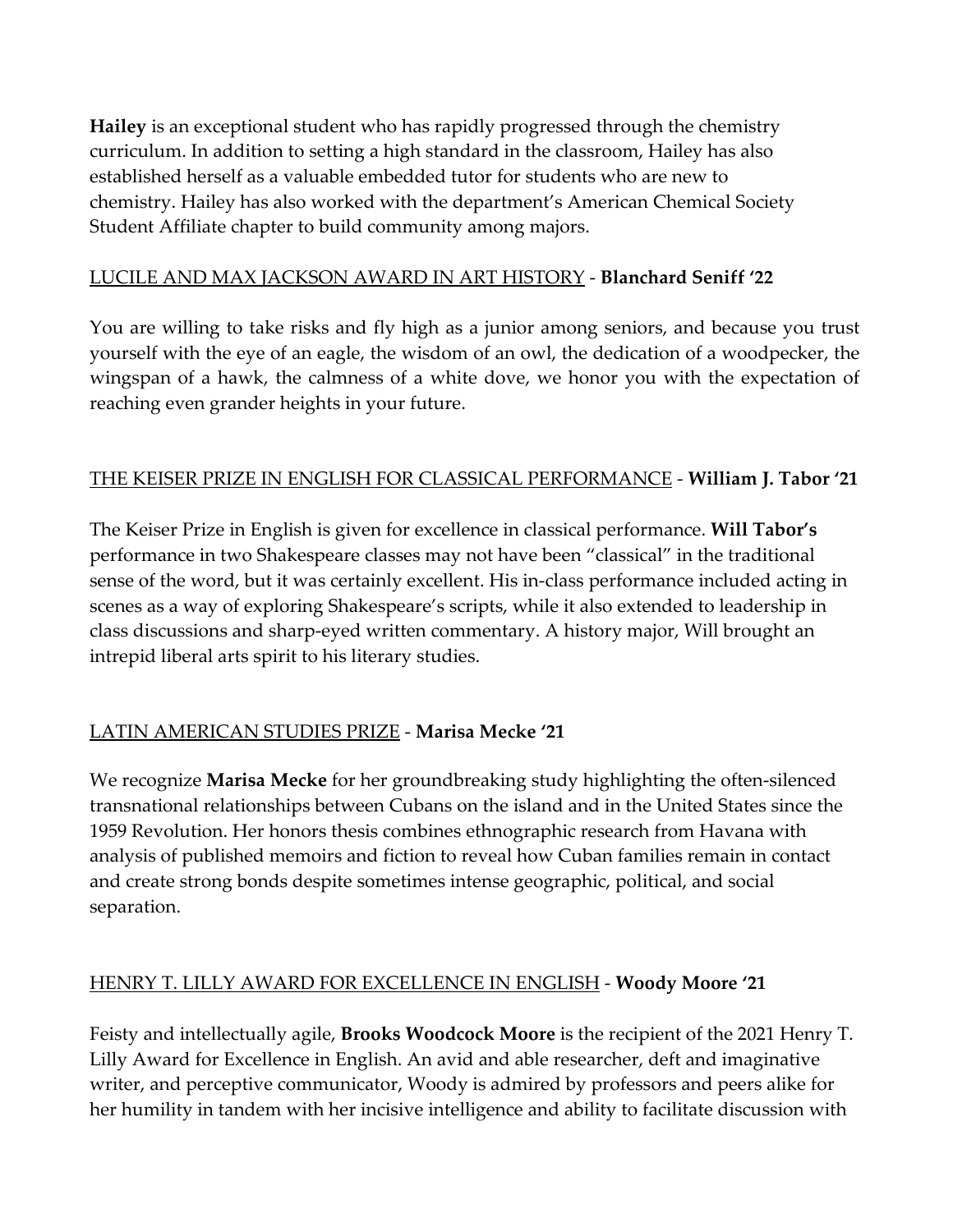**Hailey** is an exceptional student who has rapidly progressed through the chemistry curriculum. In addition to setting a high standard in the classroom, Hailey has also established herself as a valuable embedded tutor for students who are new to chemistry. Hailey has also worked with the department's American Chemical Society Student Affiliate chapter to build community among majors.

LUCILE AND MAX JACKSON AWARD IN ART HISTORY - **Blanchard Seniff '22**

You are willing to take risks and fly high as a junior among seniors, and because you trust yourself with the eye of an eagle, the wisdom of an owl, the dedication of a woodpecker, the wingspan of a hawk, the calmness of a white dove, we honor you with the expectation of reaching even grander heights in your future.

THE KEISER PRIZE IN ENGLISH FOR CLASSICAL PERFORMANCE - **William J. Tabor '21**

The Keiser Prize in English is given for excellence in classical performance. **Will Tabor's** performance in two Shakespeare classes may not have been "classical" in the traditional sense of the word, but it was certainly excellent. His in-class performance included acting in scenes as a way of exploring Shakespeare's scripts, while it also extended to leadership in class discussions and sharp-eyed written commentary. A history major, Will brought an intrepid liberal arts spirit to his literary studies.

LATIN AMERICAN STUDIES PRIZE - **Marisa Mecke '21**

We recognize **Marisa Mecke** for her groundbreaking study highlighting the often-silenced transnational relationships between Cubans on the island and in the United States since the 1959 Revolution. Her honors thesis combines ethnographic research from Havana with analysis of published memoirs and fiction to reveal how Cuban families remain in contact and create strong bonds despite sometimes intense geographic, political, and social separation.

HENRY T. LILLY AWARD FOR EXCELLENCE IN ENGLISH - **Woody Moore '21**

Feisty and intellectually agile, **Brooks Woodcock Moore** is the recipient of the 2021 Henry T. Lilly Award for Excellence in English. An avid and able researcher, deft and imaginative writer, and perceptive communicator, Woody is admired by professors and peers alike for her humility in tandem with her incisive intelligence and ability to facilitate discussion with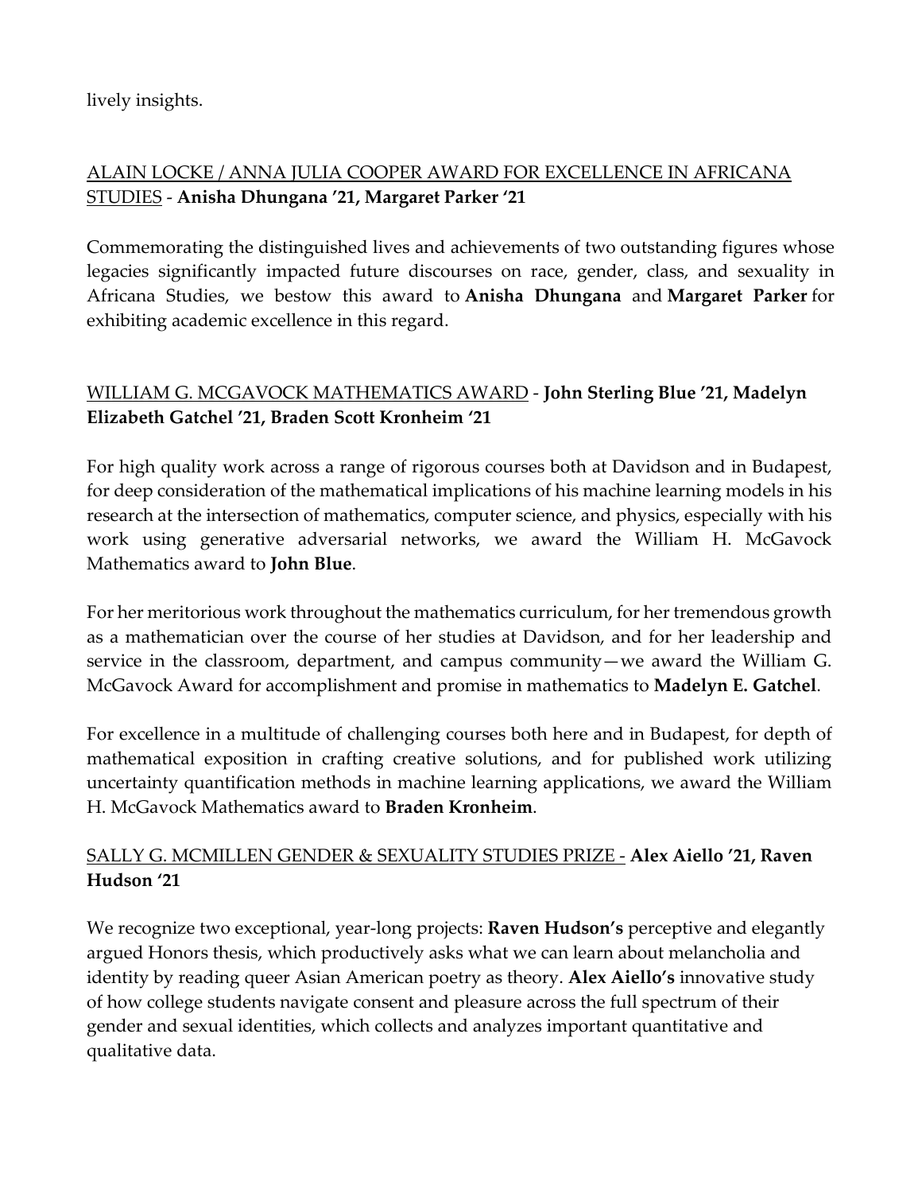lively insights.

ALAIN LOCKE / ANNA JULIA COOPER AWARD FOR EXCELLENCE IN AFRICANA STUDIES - **Anisha Dhungana '21, Margaret Parker '21**

Commemorating the distinguished lives and achievements of two outstanding figures whose legacies significantly impacted future discourses on race, gender, class, and sexuality in Africana Studies, we bestow this award to **Anisha Dhungana** and **Margaret Parker** for exhibiting academic excellence in this regard.

WILLIAM G. MCGAVOCK MATHEMATICS AWARD - **John Sterling Blue '21, Madelyn Elizabeth Gatchel '21, Braden Scott Kronheim '21**

For high quality work across a range of rigorous courses both at Davidson and in Budapest, for deep consideration of the mathematical implications of his machine learning models in his research at the intersection of mathematics, computer science, and physics, especially with his work using generative adversarial networks, we award the William H. McGavock Mathematics award to **John Blue**.

For her meritorious work throughout the mathematics curriculum, for her tremendous growth as a mathematician over the course of her studies at Davidson, and for her leadership and service in the classroom, department, and campus community—we award the William G. McGavock Award for accomplishment and promise in mathematics to **Madelyn E. Gatchel**.

For excellence in a multitude of challenging courses both here and in Budapest, for depth of mathematical exposition in crafting creative solutions, and for published work utilizing uncertainty quantification methods in machine learning applications, we award the William H. McGavock Mathematics award to **Braden Kronheim**.

SALLY G. MCMILLEN GENDER & SEXUALITY STUDIES PRIZE - **Alex Aiello '21, Raven Hudson '21**

We recognize two exceptional, year-long projects: **Raven Hudson's** perceptive and elegantly argued Honors thesis, which productively asks what we can learn about melancholia and identity by reading queer Asian American poetry as theory. **Alex Aiello's** innovative study of how college students navigate consent and pleasure across the full spectrum of their gender and sexual identities, which collects and analyzes important quantitative and qualitative data.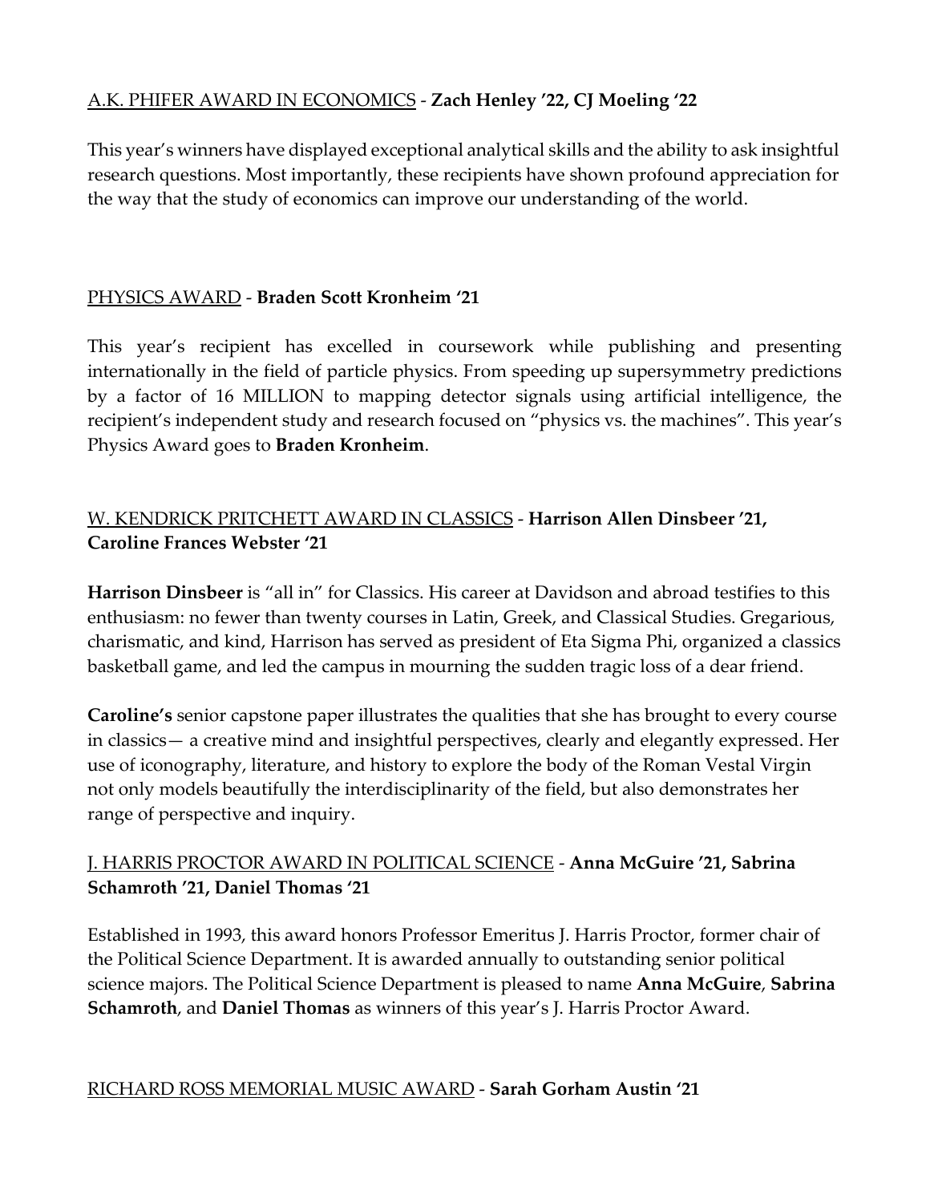<u>A.K. PHIFER AWARD IN ECONOMICS</u> - **Zach Henley '22, CJ Moeling '22**

This year's winners have displayed exceptional analytical skills and the ability to ask insightful research questions. Most importantly, these recipients have shown profound appreciation for the way that the study of economics can improve our understanding of the world.

<u>PHYSICS AWARD</u> - **Braden Scott Kronheim '21**

This year's recipient has excelled in coursework while publishing and presenting internationally in the field of particle physics. From speeding up supersymmetry predictions by a factor of 16 MILLION to mapping detector signals using artificial intelligence, the recipient's independent study and research focused on "physics vs. the machines". This year's Physics Award goes to **Braden Kronheim**.

<u>W. KENDRICK PRITCHETT AWARD IN CLASSICS</u> - **Harrison Allen Dinsbeer '21, Caroline Frances Webster '21**

**Harrison Dinsbeer** is "all in" for Classics. His career at Davidson and abroad testifies to this enthusiasm: no fewer than twenty courses in Latin, Greek, and Classical Studies. Gregarious, charismatic, and kind, Harrison has served as president of Eta Sigma Phi, organized a classics basketball game, and led the campus in mourning the sudden tragic loss of a dear friend.

**Caroline's** senior capstone paper illustrates the qualities that she has brought to every course in classics— a creative mind and insightful perspectives, clearly and elegantly expressed. Her use of iconography, literature, and history to explore the body of the Roman Vestal Virgin not only models beautifully the interdisciplinarity of the field, but also demonstrates her range of perspective and inquiry.

<u>J. HARRIS PROCTOR AWARD IN POLITICAL SCIENCE</u> - **Anna McGuire '21, Sabrina Schamroth '21, Daniel Thomas '21**

Established in 1993, this award honors Professor Emeritus J. Harris Proctor, former chair of the Political Science Department. It is awarded annually to outstanding senior political science majors. The Political Science Department is pleased to name **Anna McGuire**, **Sabrina Schamroth**, and **Daniel Thomas** as winners of this year's J. Harris Proctor Award.

<u>RICHARD ROSS MEMORIAL MUSIC AWARD</u> - **Sarah Gorham Austin '21**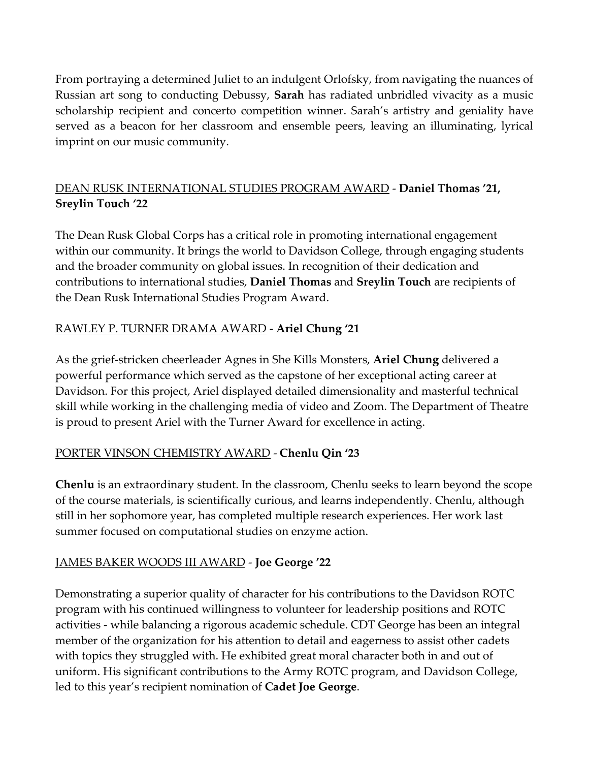From portraying a determined Juliet to an indulgent Orlofsky, from navigating the nuances of Russian art song to conducting Debussy, **Sarah** has radiated unbridled vivacity as a music scholarship recipient and concerto competition winner. Sarah's artistry and geniality have served as a beacon for her classroom and ensemble peers, leaving an illuminating, lyrical imprint on our music community.

<u>DEAN RUSK INTERNATIONAL STUDIES PROGRAM AWARD</u> - **Daniel Thomas '21, Sreylin Touch '22**

The Dean Rusk Global Corps has a critical role in promoting international engagement within our community. It brings the world to Davidson College, through engaging students and the broader community on global issues. In recognition of their dedication and contributions to international studies, **Daniel Thomas** and **Sreylin Touch** are recipients of the Dean Rusk International Studies Program Award.

<u>RAWLEY P. TURNER DRAMA AWARD</u> - **Ariel Chung '21**

As the grief-stricken cheerleader Agnes in She Kills Monsters, **Ariel Chung** delivered a powerful performance which served as the capstone of her exceptional acting career at Davidson. For this project, Ariel displayed detailed dimensionality and masterful technical skill while working in the challenging media of video and Zoom. The Department of Theatre is proud to present Ariel with the Turner Award for excellence in acting.

<u>PORTER VINSON CHEMISTRY AWARD</u> - **Chenlu Qin '23**

**Chenlu** is an extraordinary student. In the classroom, Chenlu seeks to learn beyond the scope of the course materials, is scientifically curious, and learns independently. Chenlu, although still in her sophomore year, has completed multiple research experiences. Her work last summer focused on computational studies on enzyme action.

<u>JAMES BAKER WOODS III AWARD</u> - **Joe George '22**

Demonstrating a superior quality of character for his contributions to the Davidson ROTC program with his continued willingness to volunteer for leadership positions and ROTC activities - while balancing a rigorous academic schedule. CDT George has been an integral member of the organization for his attention to detail and eagerness to assist other cadets with topics they struggled with. He exhibited great moral character both in and out of uniform. His significant contributions to the Army ROTC program, and Davidson College, led to this year's recipient nomination of **Cadet Joe George**.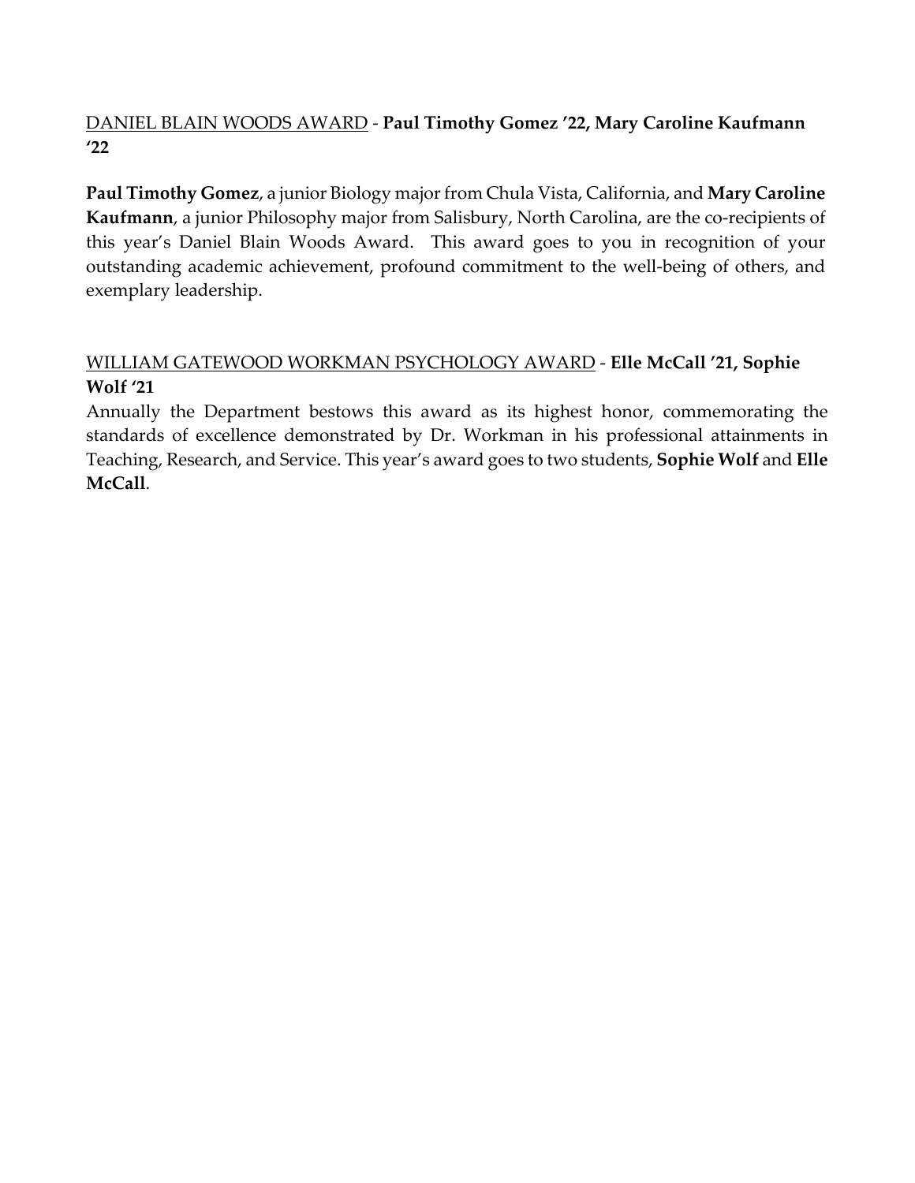<u>DANIEL BLAIN WOODS AWARD</u> - **Paul Timothy Gomez '22, Mary Caroline Kaufmann '22**

**Paul Timothy Gomez**, a junior Biology major from Chula Vista, California, and **Mary Caroline Kaufmann**, a junior Philosophy major from Salisbury, North Carolina, are the co-recipients of this year's Daniel Blain Woods Award. This award goes to you in recognition of your outstanding academic achievement, profound commitment to the well-being of others, and exemplary leadership.

<u>WILLIAM GATEWOOD WORKMAN PSYCHOLOGY AWARD</u> - **Elle McCall '21, Sophie Wolf '21**

Annually the Department bestows this award as its highest honor, commemorating the standards of excellence demonstrated by Dr. Workman in his professional attainments in Teaching, Research, and Service. This year's award goes to two students, **Sophie Wolf** and **Elle McCall**.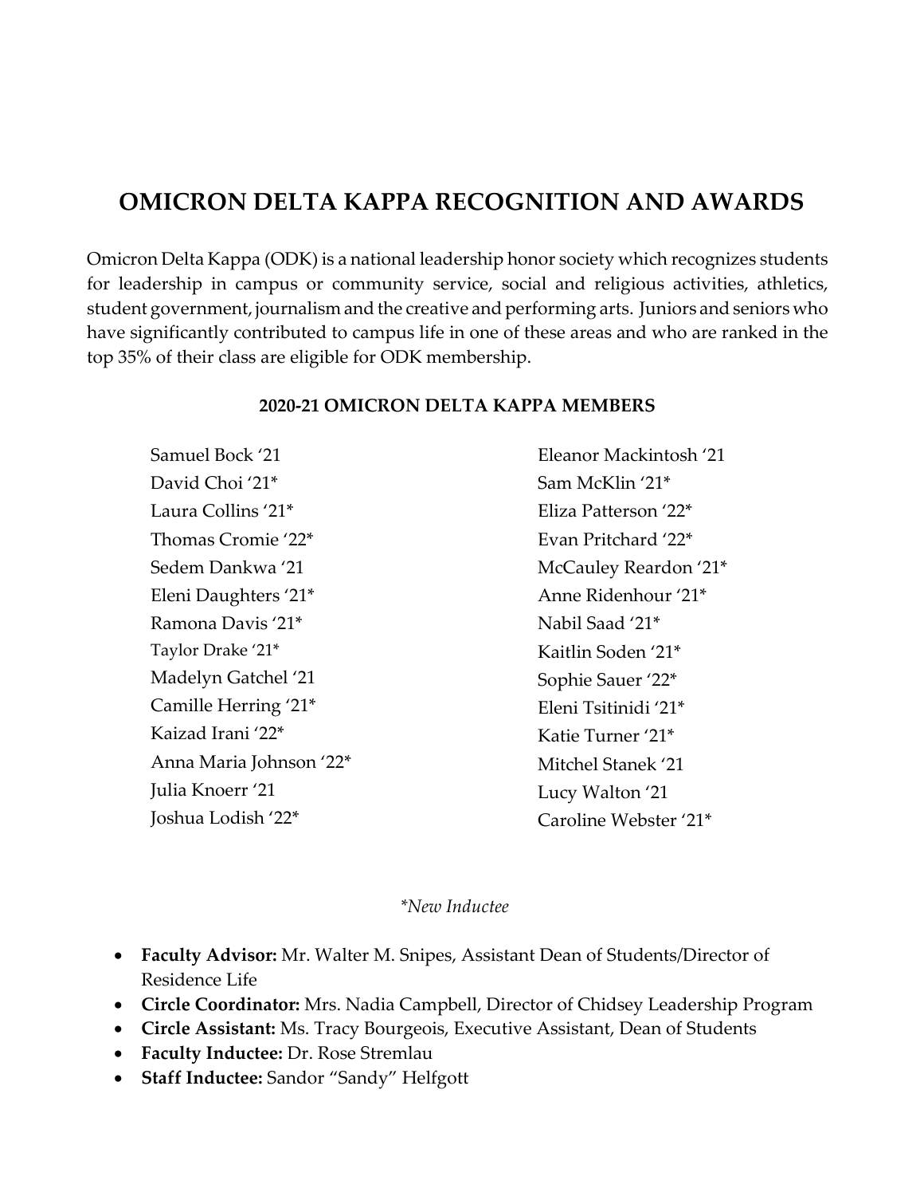# OMICRON DELTA KAPPA RECOGNITION AND AWARDS

Omicron Delta Kappa (ODK) is a national leadership honor society which recognizes students for leadership in campus or community service, social and religious activities, athletics, student government, journalism and the creative and performing arts. Juniors and seniors who have significantly contributed to campus life in one of these areas and who are ranked in the top 35% of their class are eligible for ODK membership.

### 2020-21 OMICRON DELTA KAPPA MEMBERS

Samuel Bock '21
David Choi '21*
Laura Collins '21*
Thomas Cromie '22*
Sedem Dankwa '21
Eleni Daughters '21*
Ramona Davis '21*
Taylor Drake '21*
Madelyn Gatchel '21
Camille Herring '21*
Kaizad Irani '22*
Anna Maria Johnson '22*
Julia Knoerr '21
Joshua Lodish '22*
Eleanor Mackintosh '21
Sam McKlin '21*
Eliza Patterson '22*
Evan Pritchard '22*
McCauley Reardon '21*
Anne Ridenhour '21*
Nabil Saad '21*
Kaitlin Soden '21*
Sophie Sauer '22*
Eleni Tsitinidi '21*
Katie Turner '21*
Mitchel Stanek '21
Lucy Walton '21
Caroline Webster '21*

*\*New Inductee*

- **Faculty Advisor:** Mr. Walter M. Snipes, Assistant Dean of Students/Director of Residence Life
- **Circle Coordinator:** Mrs. Nadia Campbell, Director of Chidsey Leadership Program
- **Circle Assistant:** Ms. Tracy Bourgeois, Executive Assistant, Dean of Students
- **Faculty Inductee:** Dr. Rose Stremlau
- **Staff Inductee:** Sandor "Sandy" Helfgott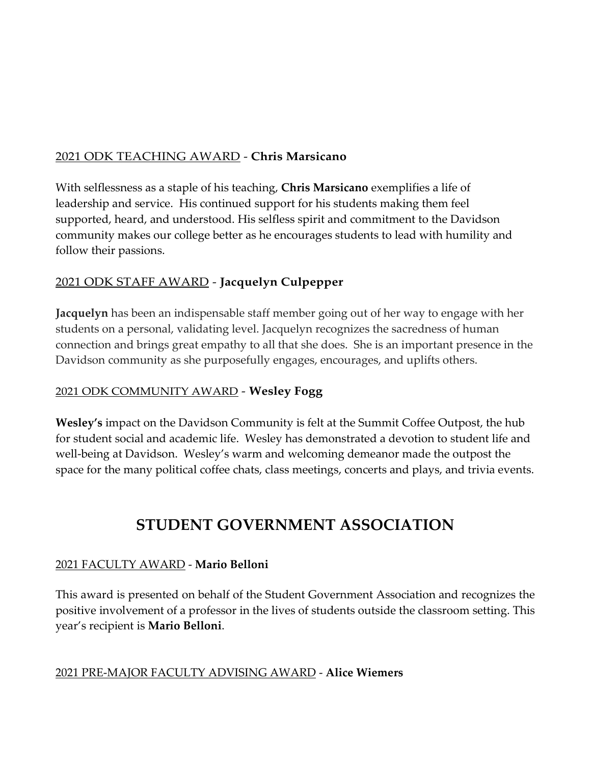2021 ODK TEACHING AWARD - **Chris Marsicano**

With selflessness as a staple of his teaching, **Chris Marsicano** exemplifies a life of leadership and service. His continued support for his students making them feel supported, heard, and understood. His selfless spirit and commitment to the Davidson community makes our college better as he encourages students to lead with humility and follow their passions.

2021 ODK STAFF AWARD - **Jacquelyn Culpepper**

**Jacquelyn** has been an indispensable staff member going out of her way to engage with her students on a personal, validating level. Jacquelyn recognizes the sacredness of human connection and brings great empathy to all that she does. She is an important presence in the Davidson community as she purposefully engages, encourages, and uplifts others.

2021 ODK COMMUNITY AWARD - **Wesley Fogg**

**Wesley's** impact on the Davidson Community is felt at the Summit Coffee Outpost, the hub for student social and academic life. Wesley has demonstrated a devotion to student life and well-being at Davidson. Wesley's warm and welcoming demeanor made the outpost the space for the many political coffee chats, class meetings, concerts and plays, and trivia events.

# STUDENT GOVERNMENT ASSOCIATION

2021 FACULTY AWARD - **Mario Belloni**

This award is presented on behalf of the Student Government Association and recognizes the positive involvement of a professor in the lives of students outside the classroom setting. This year's recipient is **Mario Belloni**.

2021 PRE-MAJOR FACULTY ADVISING AWARD - **Alice Wiemers**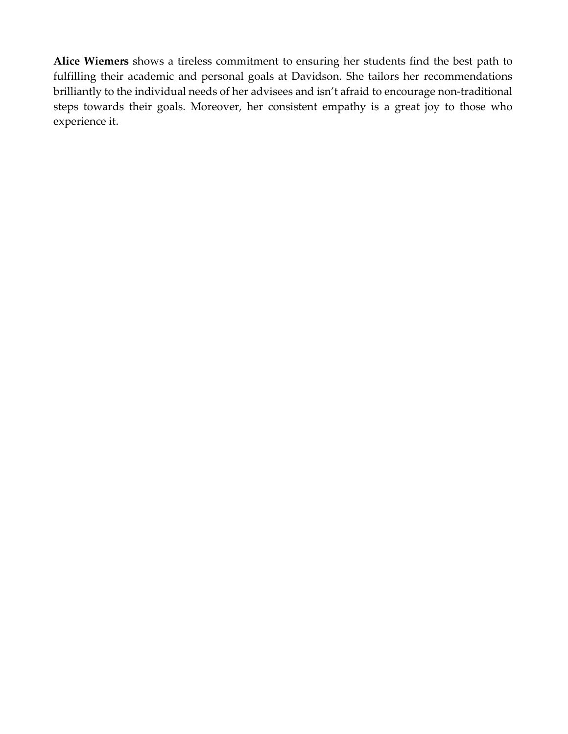**Alice Wiemers** shows a tireless commitment to ensuring her students find the best path to fulfilling their academic and personal goals at Davidson. She tailors her recommendations brilliantly to the individual needs of her advisees and isn't afraid to encourage non-traditional steps towards their goals. Moreover, her consistent empathy is a great joy to those who experience it.